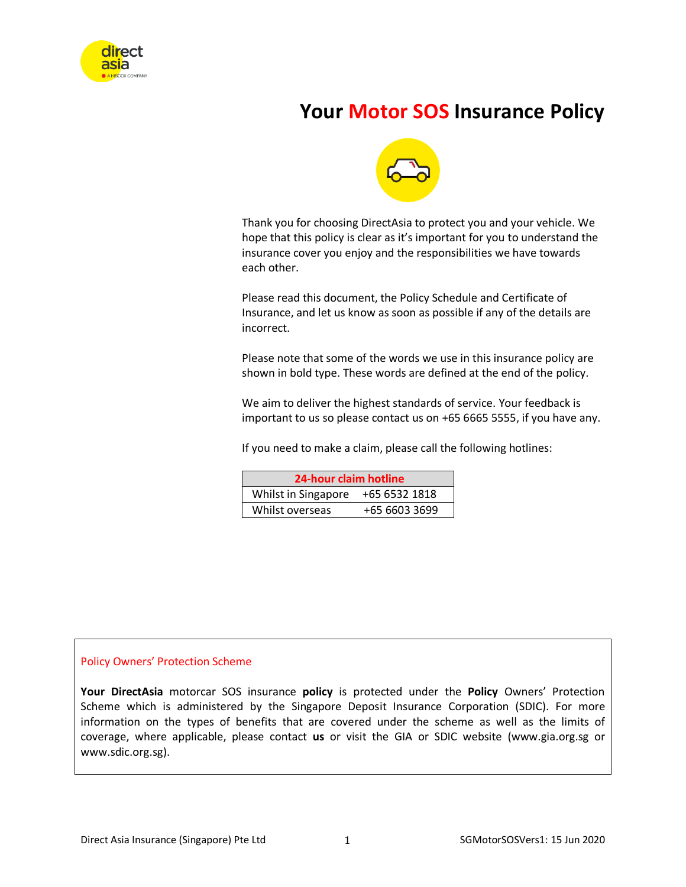# Your Motor SOS Insurance Policy

Thank you for choosing DirectAsia to protect you and your vehicle. We hope that this policy is clear as it's important for you to understand the insurance cover you enjoy and the responsibilities we have towards each other.

Please read this document, the Policy Schedule and Certificate of Insurance, and let us know as soon as possible if any of the details are incorrect.

Please note that some of the words we use in this insurance policy are shown in bold type. These words are defined at the end of the policy.

We aim to deliver the highest standards of service. Your feedback is important to us so please contact us on +65 6665 5555, if you have any.

If you need to make a claim, please call the following hotlines:

| 24-hour claim hotline | |
|---|---|
| Whilst in Singapore | +65 6532 1818 |
| Whilst overseas | +65 6603 3699 |

## Policy Owners' Protection Scheme

**Your DirectAsia** motorcar SOS insurance **policy** is protected under the **Policy** Owners' Protection Scheme which is administered by the Singapore Deposit Insurance Corporation (SDIC). For more information on the types of benefits that are covered under the scheme as well as the limits of coverage, where applicable, please contact **us** or visit the GIA or SDIC website (www.gia.org.sg or www.sdic.org.sg).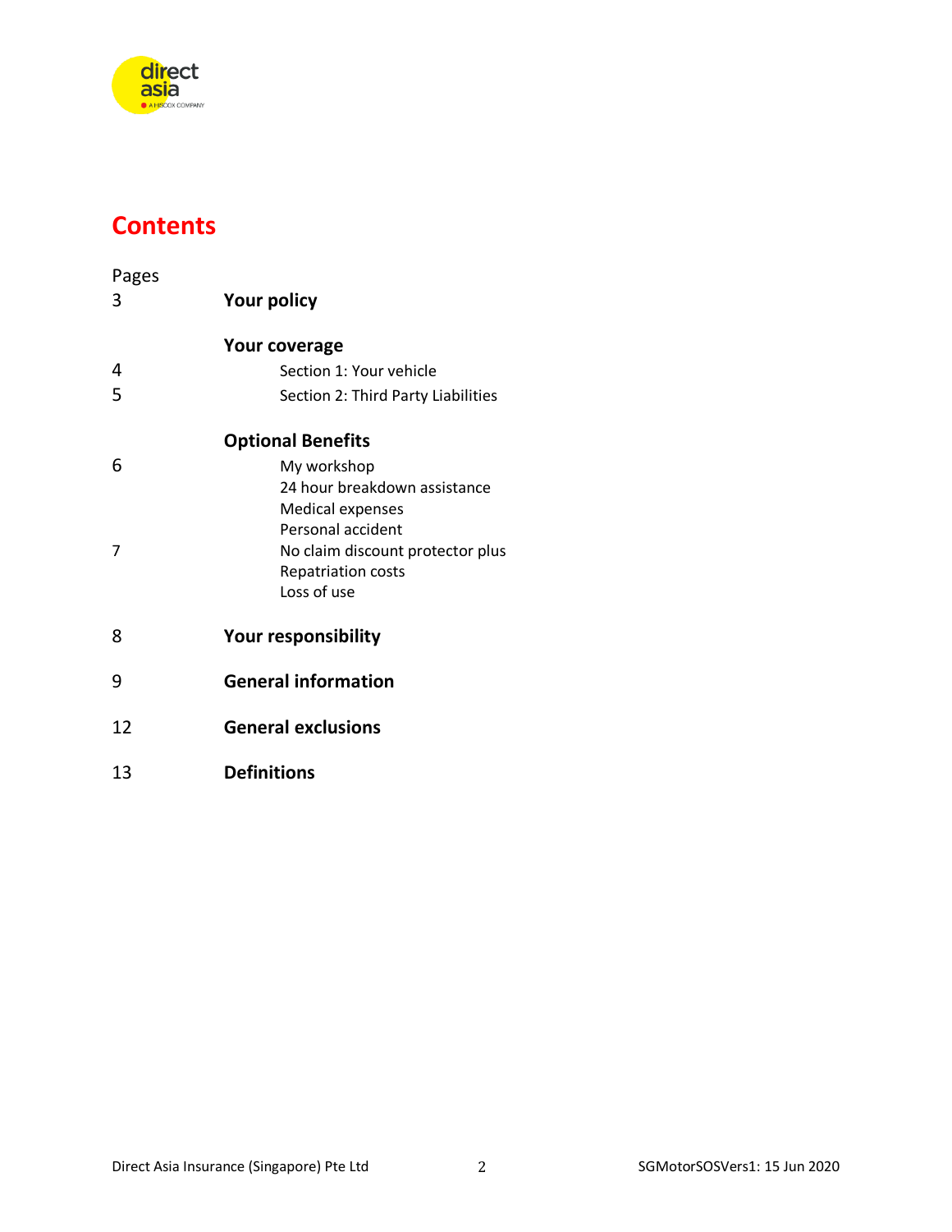# Contents

| Pages | |
|---|---|
| 3 | **Your policy** |
| | **Your coverage** |
| 4 | Section 1: Your vehicle |
| 5 | Section 2: Third Party Liabilities |
| | **Optional Benefits** |
| 6 | My workshop |
| | 24 hour breakdown assistance |
| | Medical expenses |
| | Personal accident |
| 7 | No claim discount protector plus |
| | Repatriation costs |
| | Loss of use |
| 8 | **Your responsibility** |
| 9 | **General information** |
| 12 | **General exclusions** |
| 13 | **Definitions** |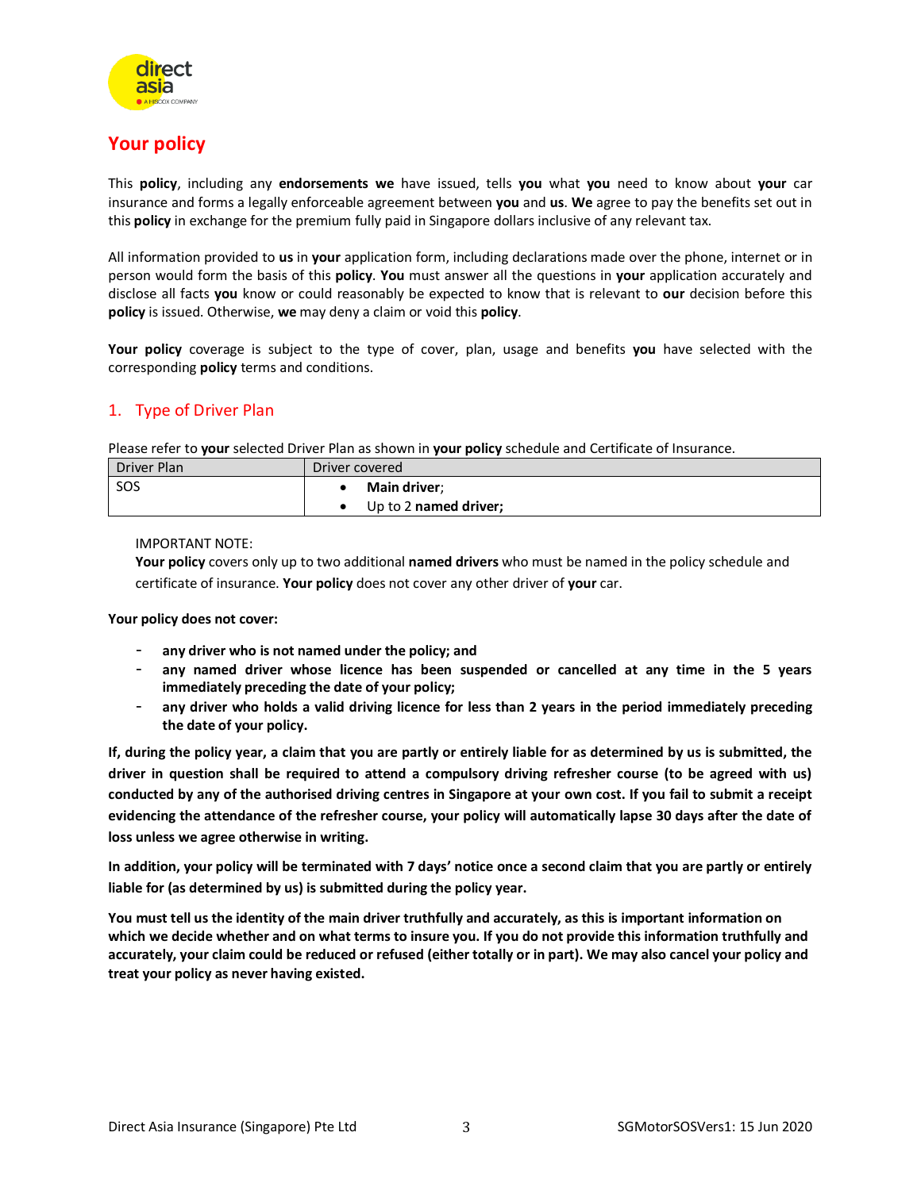# Your policy

This **policy**, including any **endorsements** **we** have issued, tells **you** what **you** need to know about **your** car insurance and forms a legally enforceable agreement between **you** and **us**. **We** agree to pay the benefits set out in this **policy** in exchange for the premium fully paid in Singapore dollars inclusive of any relevant tax.

All information provided to **us** in **your** application form, including declarations made over the phone, internet or in person would form the basis of this **policy**. **You** must answer all the questions in **your** application accurately and disclose all facts **you** know or could reasonably be expected to know that is relevant to **our** decision before this **policy** is issued. Otherwise, **we** may deny a claim or void this **policy**.

**Your policy** coverage is subject to the type of cover, plan, usage and benefits **you** have selected with the corresponding **policy** terms and conditions.

## 1. Type of Driver Plan

Please refer to **your** selected Driver Plan as shown in **your policy** schedule and Certificate of Insurance.

| Driver Plan | Driver covered |
| --- | --- |
| SOS | • **Main driver**;<br>• Up to 2 **named driver;** |

IMPORTANT NOTE:
**Your policy** covers only up to two additional **named drivers** who must be named in the policy schedule and certificate of insurance. **Your policy** does not cover any other driver of **your** car.

**Your policy does not cover:**

- **any driver who is not named under the policy; and**
- **any named driver whose licence has been suspended or cancelled at any time in the 5 years immediately preceding the date of your policy;**
- **any driver who holds a valid driving licence for less than 2 years in the period immediately preceding the date of your policy.**

**If, during the policy year, a claim that you are partly or entirely liable for as determined by us is submitted, the driver in question shall be required to attend a compulsory driving refresher course (to be agreed with us) conducted by any of the authorised driving centres in Singapore at your own cost. If you fail to submit a receipt evidencing the attendance of the refresher course, your policy will automatically lapse 30 days after the date of loss unless we agree otherwise in writing.**

**In addition, your policy will be terminated with 7 days' notice once a second claim that you are partly or entirely liable for (as determined by us) is submitted during the policy year.**

**You must tell us the identity of the main driver truthfully and accurately, as this is important information on which we decide whether and on what terms to insure you. If you do not provide this information truthfully and accurately, your claim could be reduced or refused (either totally or in part). We may also cancel your policy and treat your policy as never having existed.**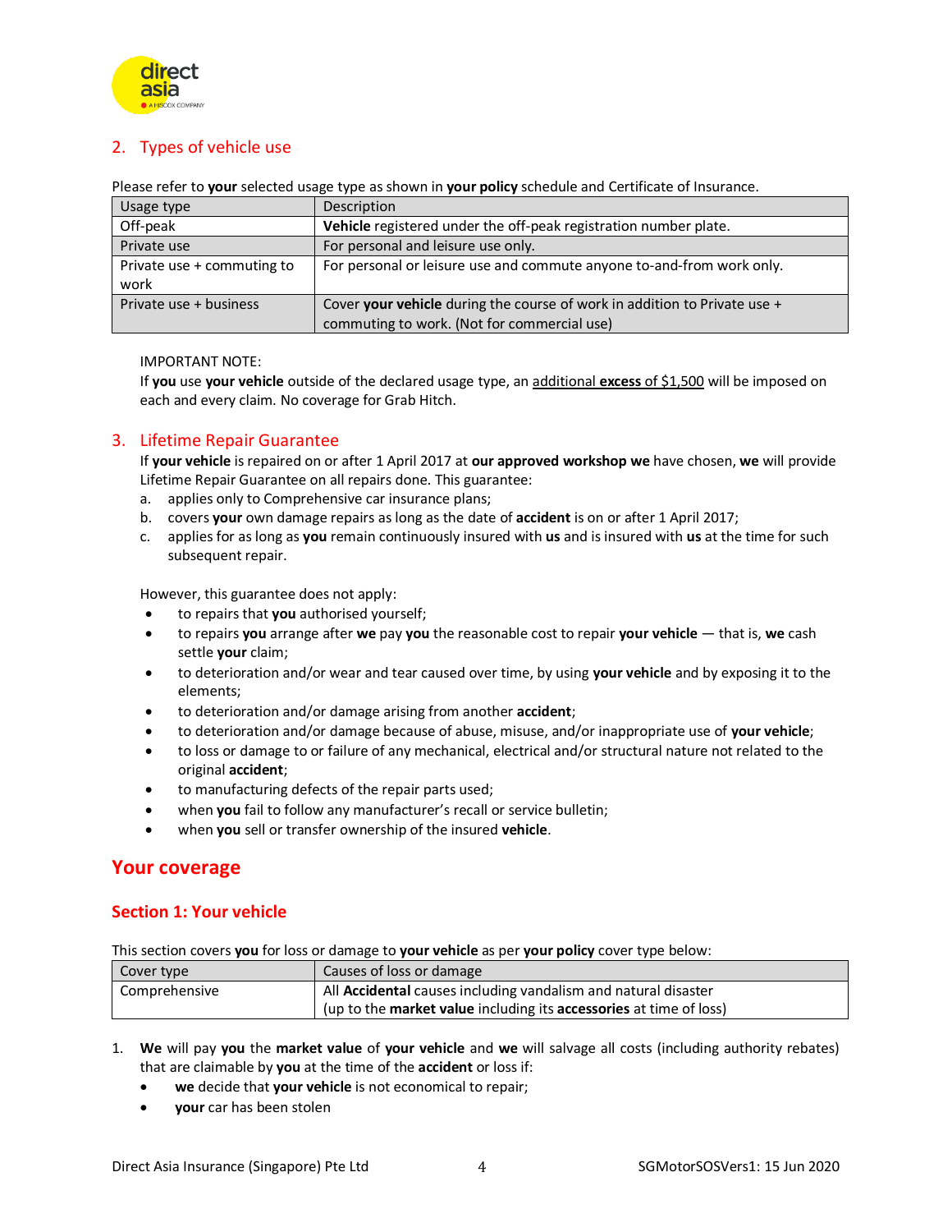## 2. Types of vehicle use

Please refer to **your** selected usage type as shown in **your policy** schedule and Certificate of Insurance.

| Usage type | Description |
| --- | --- |
| Off-peak | **Vehicle** registered under the off-peak registration number plate. |
| Private use | For personal and leisure use only. |
| Private use + commuting to work | For personal or leisure use and commute anyone to-and-from work only. |
| Private use + business | Cover **your vehicle** during the course of work in addition to Private use + commuting to work. (Not for commercial use) |

IMPORTANT NOTE:
If **you** use **your vehicle** outside of the declared usage type, an additional **excess** of $1,500 will be imposed on each and every claim. No coverage for Grab Hitch.

## 3. Lifetime Repair Guarantee

If **your vehicle** is repaired on or after 1 April 2017 at **our approved workshop we** have chosen, **we** will provide Lifetime Repair Guarantee on all repairs done. This guarantee:

a. applies only to Comprehensive car insurance plans;
b. covers **your** own damage repairs as long as the date of **accident** is on or after 1 April 2017;
c. applies for as long as **you** remain continuously insured with **us** and is insured with **us** at the time for such subsequent repair.

However, this guarantee does not apply:

- to repairs that **you** authorised yourself;
- to repairs **you** arrange after **we** pay **you** the reasonable cost to repair **your vehicle** — that is, **we** cash settle **your** claim;
- to deterioration and/or wear and tear caused over time, by using **your vehicle** and by exposing it to the elements;
- to deterioration and/or damage arising from another **accident**;
- to deterioration and/or damage because of abuse, misuse, and/or inappropriate use of **your vehicle**;
- to loss or damage to or failure of any mechanical, electrical and/or structural nature not related to the original **accident**;
- to manufacturing defects of the repair parts used;
- when **you** fail to follow any manufacturer's recall or service bulletin;
- when **you** sell or transfer ownership of the insured **vehicle**.

# Your coverage

## Section 1: Your vehicle

This section covers **you** for loss or damage to **your vehicle** as per **your policy** cover type below:

| Cover type | Causes of loss or damage |
| --- | --- |
| Comprehensive | All **Accidental** causes including vandalism and natural disaster (up to the **market value** including its **accessories** at time of loss) |

1. **We** will pay **you** the **market value** of **your vehicle** and **we** will salvage all costs (including authority rebates) that are claimable by **you** at the time of the **accident** or loss if:
   - **we** decide that **your vehicle** is not economical to repair;
   - **your** car has been stolen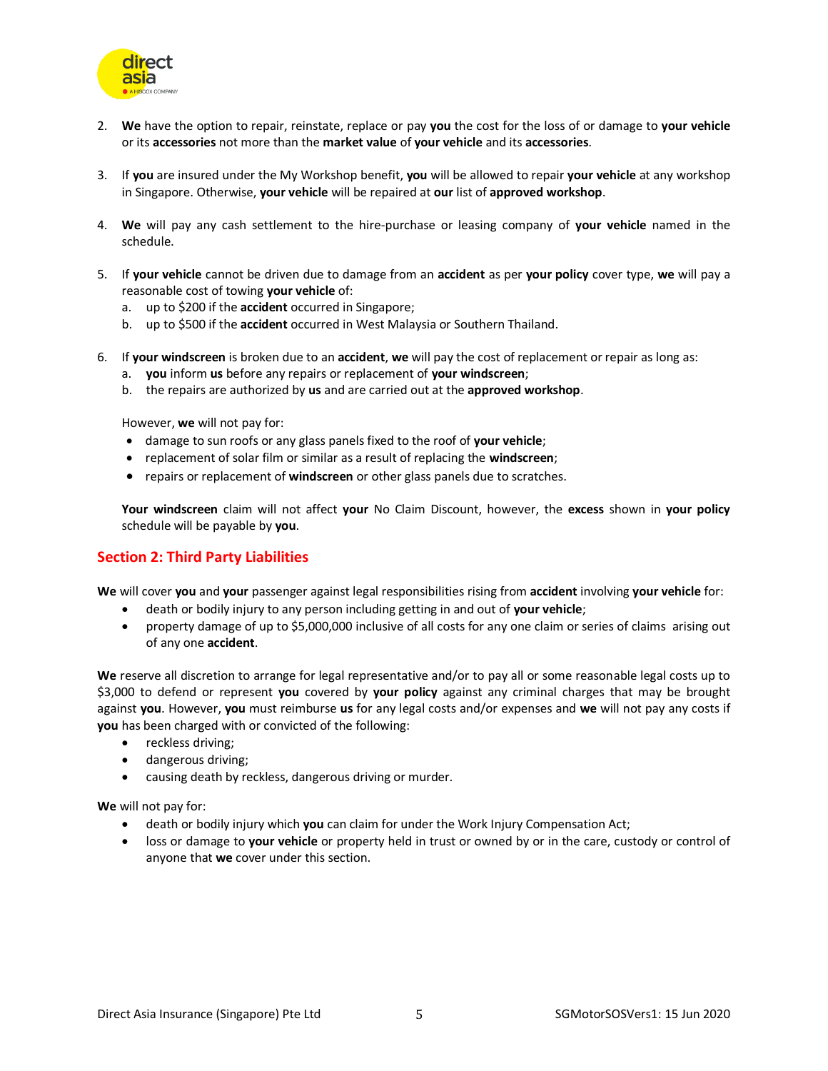2. **We** have the option to repair, reinstate, replace or pay **you** the cost for the loss of or damage to **your vehicle** or its **accessories** not more than the **market value** of **your vehicle** and its **accessories**.

3. If **you** are insured under the My Workshop benefit, **you** will be allowed to repair **your vehicle** at any workshop in Singapore. Otherwise, **your vehicle** will be repaired at **our** list of **approved workshop**.

4. **We** will pay any cash settlement to the hire-purchase or leasing company of **your vehicle** named in the schedule.

5. If **your vehicle** cannot be driven due to damage from an **accident** as per **your policy** cover type, **we** will pay a reasonable cost of towing **your vehicle** of:
   a. up to $200 if the **accident** occurred in Singapore;
   b. up to $500 if the **accident** occurred in West Malaysia or Southern Thailand.

6. If **your windscreen** is broken due to an **accident**, **we** will pay the cost of replacement or repair as long as:
   a. **you** inform **us** before any repairs or replacement of **your windscreen**;
   b. the repairs are authorized by **us** and are carried out at the **approved workshop**.

   However, **we** will not pay for:
   - damage to sun roofs or any glass panels fixed to the roof of **your vehicle**;
   - replacement of solar film or similar as a result of replacing the **windscreen**;
   - repairs or replacement of **windscreen** or other glass panels due to scratches.

   **Your windscreen** claim will not affect **your** No Claim Discount, however, the **excess** shown in **your policy** schedule will be payable by **you**.

## Section 2: Third Party Liabilities

**We** will cover **you** and **your** passenger against legal responsibilities rising from **accident** involving **your vehicle** for:

- death or bodily injury to any person including getting in and out of **your vehicle**;
- property damage of up to $5,000,000 inclusive of all costs for any one claim or series of claims arising out of any one **accident**.

**We** reserve all discretion to arrange for legal representative and/or to pay all or some reasonable legal costs up to $3,000 to defend or represent **you** covered by **your policy** against any criminal charges that may be brought against **you**. However, **you** must reimburse **us** for any legal costs and/or expenses and **we** will not pay any costs if **you** has been charged with or convicted of the following:

- reckless driving;
- dangerous driving;
- causing death by reckless, dangerous driving or murder.

**We** will not pay for:

- death or bodily injury which **you** can claim for under the Work Injury Compensation Act;
- loss or damage to **your vehicle** or property held in trust or owned by or in the care, custody or control of anyone that **we** cover under this section.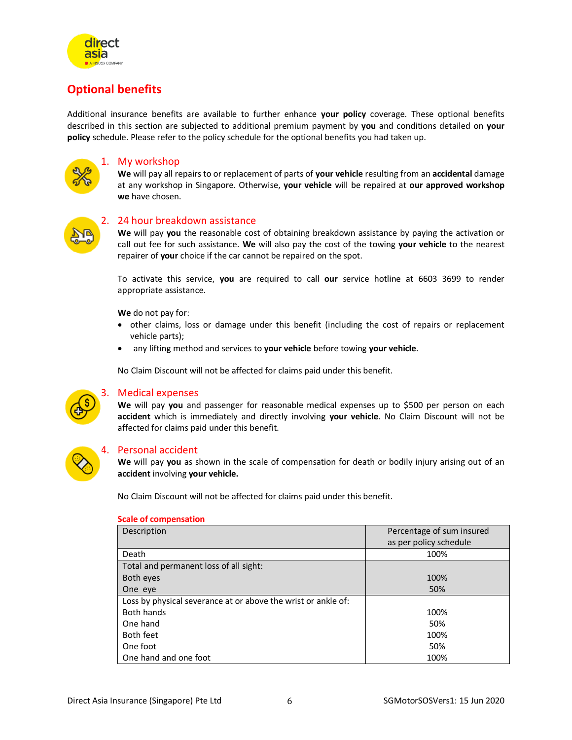## Optional benefits

Additional insurance benefits are available to further enhance **your policy** coverage. These optional benefits described in this section are subjected to additional premium payment by **you** and conditions detailed on **your policy** schedule. Please refer to the policy schedule for the optional benefits you had taken up.

### 1. My workshop

**We** will pay all repairs to or replacement of parts of **your vehicle** resulting from an **accidental** damage at any workshop in Singapore. Otherwise, **your vehicle** will be repaired at **our approved workshop we** have chosen.

### 2. 24 hour breakdown assistance

**We** will pay **you** the reasonable cost of obtaining breakdown assistance by paying the activation or call out fee for such assistance. **We** will also pay the cost of the towing **your vehicle** to the nearest repairer of **your** choice if the car cannot be repaired on the spot.

To activate this service, **you** are required to call **our** service hotline at 6603 3699 to render appropriate assistance.

**We** do not pay for:

- other claims, loss or damage under this benefit (including the cost of repairs or replacement vehicle parts);
- any lifting method and services to **your vehicle** before towing **your vehicle**.

No Claim Discount will not be affected for claims paid under this benefit.

### 3. Medical expenses

**We** will pay **you** and passenger for reasonable medical expenses up to $500 per person on each **accident** which is immediately and directly involving **your vehicle**. No Claim Discount will not be affected for claims paid under this benefit.

### 4. Personal accident

**We** will pay **you** as shown in the scale of compensation for death or bodily injury arising out of an **accident** involving **your vehicle.**

No Claim Discount will not be affected for claims paid under this benefit.

**Scale of compensation**

| Description | Percentage of sum insured as per policy schedule |
|---|---|
| Death | 100% |
| Total and permanent loss of all sight: | |
| Both eyes | 100% |
| One eye | 50% |
| Loss by physical severance at or above the wrist or ankle of: | |
| Both hands | 100% |
| One hand | 50% |
| Both feet | 100% |
| One foot | 50% |
| One hand and one foot | 100% |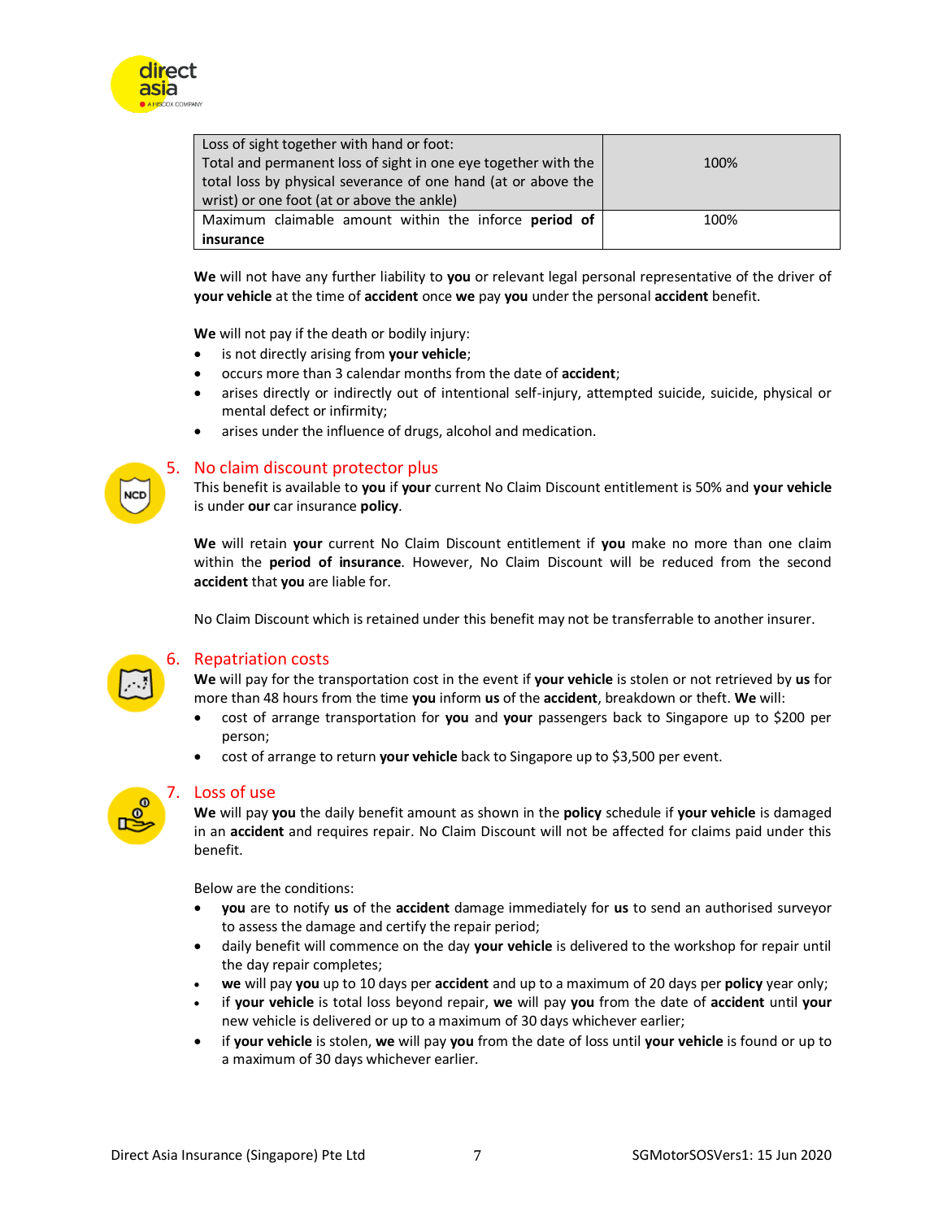| | |
|---|---|
| Loss of sight together with hand or foot: Total and permanent loss of sight in one eye together with the total loss by physical severance of one hand (at or above the wrist) or one foot (at or above the ankle) | 100% |
| Maximum claimable amount within the inforce **period of insurance** | 100% |

**We** will not have any further liability to **you** or relevant legal personal representative of the driver of **your vehicle** at the time of **accident** once **we** pay **you** under the personal **accident** benefit.

**We** will not pay if the death or bodily injury:

- is not directly arising from **your vehicle**;
- occurs more than 3 calendar months from the date of **accident**;
- arises directly or indirectly out of intentional self-injury, attempted suicide, suicide, physical or mental defect or infirmity;
- arises under the influence of drugs, alcohol and medication.

## 5. No claim discount protector plus

This benefit is available to **you** if **your** current No Claim Discount entitlement is 50% and **your vehicle** is under **our** car insurance **policy**.

**We** will retain **your** current No Claim Discount entitlement if **you** make no more than one claim within the **period of insurance**. However, No Claim Discount will be reduced from the second **accident** that **you** are liable for.

No Claim Discount which is retained under this benefit may not be transferrable to another insurer.

## 6. Repatriation costs

**We** will pay for the transportation cost in the event if **your vehicle** is stolen or not retrieved by **us** for more than 48 hours from the time **you** inform **us** of the **accident**, breakdown or theft. **We** will:

- cost of arrange transportation for **you** and **your** passengers back to Singapore up to $200 per person;
- cost of arrange to return **your vehicle** back to Singapore up to $3,500 per event.

## 7. Loss of use

**We** will pay **you** the daily benefit amount as shown in the **policy** schedule if **your vehicle** is damaged in an **accident** and requires repair. No Claim Discount will not be affected for claims paid under this benefit.

Below are the conditions:

- **you** are to notify **us** of the **accident** damage immediately for **us** to send an authorised surveyor to assess the damage and certify the repair period;
- daily benefit will commence on the day **your vehicle** is delivered to the workshop for repair until the day repair completes;
- **we** will pay **you** up to 10 days per **accident** and up to a maximum of 20 days per **policy** year only;
- if **your vehicle** is total loss beyond repair, **we** will pay **you** from the date of **accident** until **your** new vehicle is delivered or up to a maximum of 30 days whichever earlier;
- if **your vehicle** is stolen, **we** will pay **you** from the date of loss until **your vehicle** is found or up to a maximum of 30 days whichever earlier.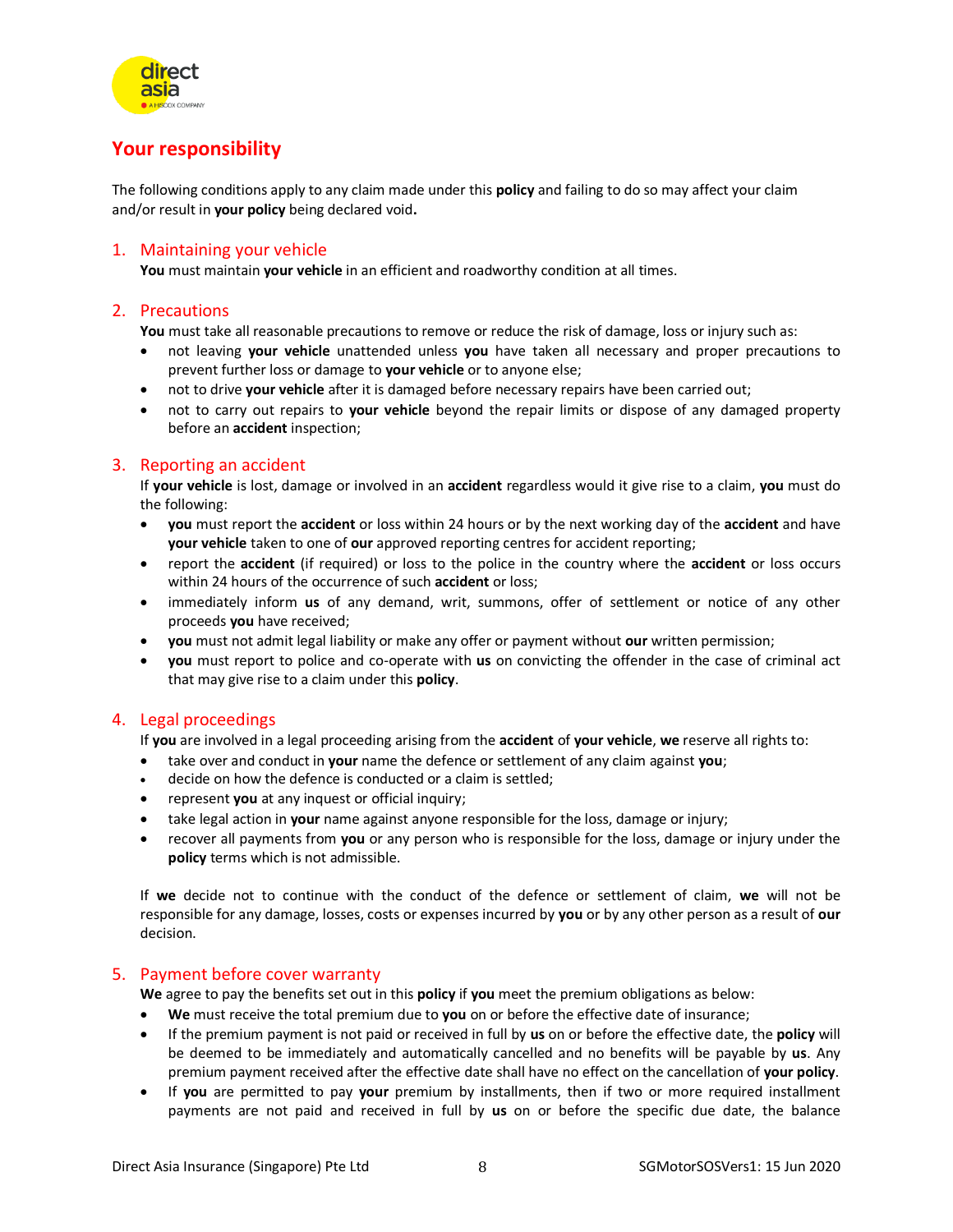## Your responsibility

The following conditions apply to any claim made under this **policy** and failing to do so may affect your claim and/or result in **your policy** being declared void**.**

### 1. Maintaining your vehicle

**You** must maintain **your vehicle** in an efficient and roadworthy condition at all times.

### 2. Precautions

**You** must take all reasonable precautions to remove or reduce the risk of damage, loss or injury such as:

- not leaving **your vehicle** unattended unless **you** have taken all necessary and proper precautions to prevent further loss or damage to **your vehicle** or to anyone else;
- not to drive **your vehicle** after it is damaged before necessary repairs have been carried out;
- not to carry out repairs to **your vehicle** beyond the repair limits or dispose of any damaged property before an **accident** inspection;

### 3. Reporting an accident

If **your vehicle** is lost, damage or involved in an **accident** regardless would it give rise to a claim, **you** must do the following:

- **you** must report the **accident** or loss within 24 hours or by the next working day of the **accident** and have **your vehicle** taken to one of **our** approved reporting centres for accident reporting;
- report the **accident** (if required) or loss to the police in the country where the **accident** or loss occurs within 24 hours of the occurrence of such **accident** or loss;
- immediately inform **us** of any demand, writ, summons, offer of settlement or notice of any other proceeds **you** have received;
- **you** must not admit legal liability or make any offer or payment without **our** written permission;
- **you** must report to police and co-operate with **us** on convicting the offender in the case of criminal act that may give rise to a claim under this **policy**.

### 4. Legal proceedings

If **you** are involved in a legal proceeding arising from the **accident** of **your vehicle**, **we** reserve all rights to:

- take over and conduct in **your** name the defence or settlement of any claim against **you**;
- decide on how the defence is conducted or a claim is settled;
- represent **you** at any inquest or official inquiry;
- take legal action in **your** name against anyone responsible for the loss, damage or injury;
- recover all payments from **you** or any person who is responsible for the loss, damage or injury under the **policy** terms which is not admissible.

If **we** decide not to continue with the conduct of the defence or settlement of claim, **we** will not be responsible for any damage, losses, costs or expenses incurred by **you** or by any other person as a result of **our** decision.

### 5. Payment before cover warranty

**We** agree to pay the benefits set out in this **policy** if **you** meet the premium obligations as below:

- **We** must receive the total premium due to **you** on or before the effective date of insurance;
- If the premium payment is not paid or received in full by **us** on or before the effective date, the **policy** will be deemed to be immediately and automatically cancelled and no benefits will be payable by **us**. Any premium payment received after the effective date shall have no effect on the cancellation of **your policy**.
- If **you** are permitted to pay **your** premium by installments, then if two or more required installment payments are not paid and received in full by **us** on or before the specific due date, the balance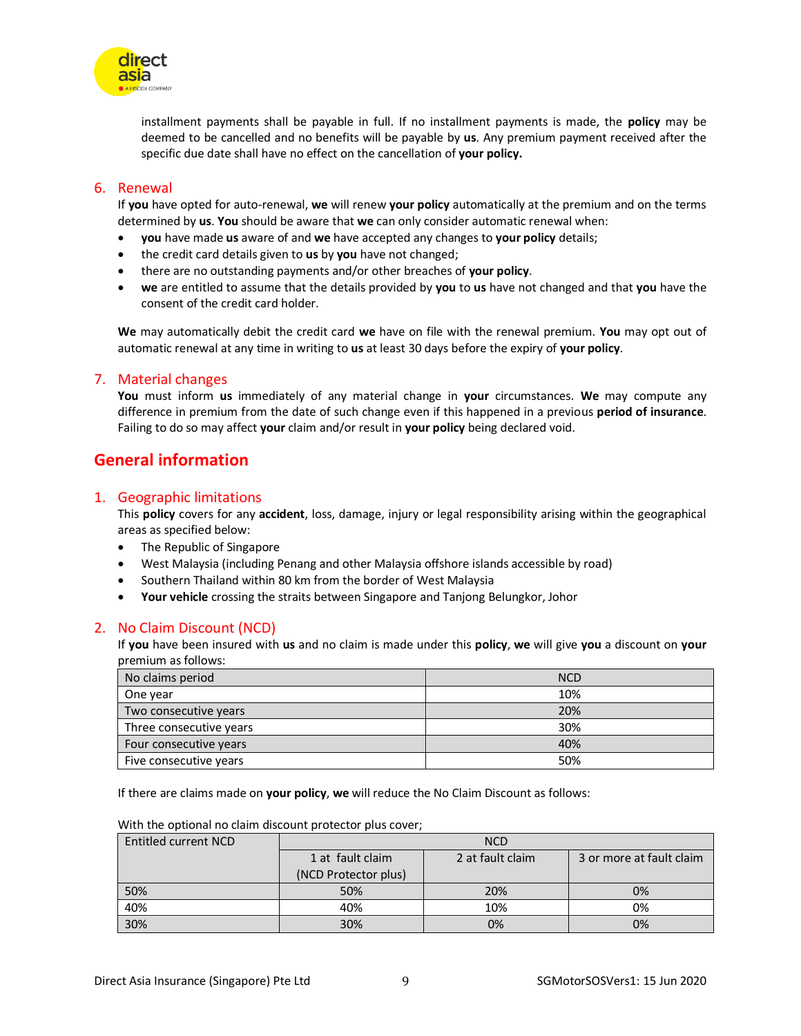installment payments shall be payable in full. If no installment payments is made, the **policy** may be deemed to be cancelled and no benefits will be payable by **us**. Any premium payment received after the specific due date shall have no effect on the cancellation of **your policy.**

### 6. Renewal

If **you** have opted for auto-renewal, **we** will renew **your policy** automatically at the premium and on the terms determined by **us**. **You** should be aware that **we** can only consider automatic renewal when:

- **you** have made **us** aware of and **we** have accepted any changes to **your policy** details;
- the credit card details given to **us** by **you** have not changed;
- there are no outstanding payments and/or other breaches of **your policy**.
- **we** are entitled to assume that the details provided by **you** to **us** have not changed and that **you** have the consent of the credit card holder.

**We** may automatically debit the credit card **we** have on file with the renewal premium. **You** may opt out of automatic renewal at any time in writing to **us** at least 30 days before the expiry of **your policy**.

### 7. Material changes

**You** must inform **us** immediately of any material change in **your** circumstances. **We** may compute any difference in premium from the date of such change even if this happened in a previous **period of insurance**. Failing to do so may affect **your** claim and/or result in **your policy** being declared void.

## General information

### 1. Geographic limitations

This **policy** covers for any **accident**, loss, damage, injury or legal responsibility arising within the geographical areas as specified below:

- The Republic of Singapore
- West Malaysia (including Penang and other Malaysia offshore islands accessible by road)
- Southern Thailand within 80 km from the border of West Malaysia
- **Your vehicle** crossing the straits between Singapore and Tanjong Belungkor, Johor

### 2. No Claim Discount (NCD)

If **you** have been insured with **us** and no claim is made under this **policy**, **we** will give **you** a discount on **your** premium as follows:

| No claims period | NCD |
|---|---|
| One year | 10% |
| Two consecutive years | 20% |
| Three consecutive years | 30% |
| Four consecutive years | 40% |
| Five consecutive years | 50% |

If there are claims made on **your policy**, **we** will reduce the No Claim Discount as follows:

With the optional no claim discount protector plus cover;

| Entitled current NCD | NCD | | |
|---|---|---|---|
| | 1 at fault claim (NCD Protector plus) | 2 at fault claim | 3 or more at fault claim |
| 50% | 50% | 20% | 0% |
| 40% | 40% | 10% | 0% |
| 30% | 30% | 0% | 0% |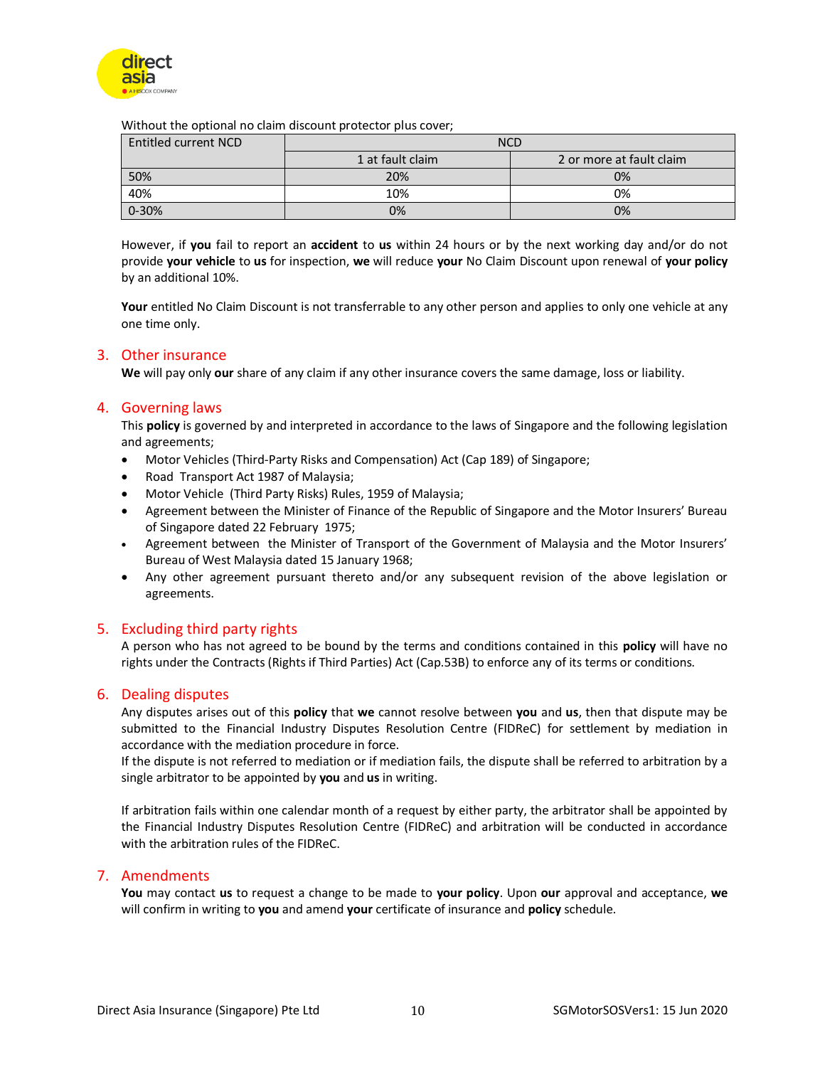Without the optional no claim discount protector plus cover;

| Entitled current NCD | NCD | |
|---|---|---|
| | 1 at fault claim | 2 or more at fault claim |
| 50% | 20% | 0% |
| 40% | 10% | 0% |
| 0-30% | 0% | 0% |

However, if **you** fail to report an **accident** to **us** within 24 hours or by the next working day and/or do not provide **your vehicle** to **us** for inspection, **we** will reduce **your** No Claim Discount upon renewal of **your policy** by an additional 10%.

**Your** entitled No Claim Discount is not transferrable to any other person and applies to only one vehicle at any one time only.

## 3. Other insurance

**We** will pay only **our** share of any claim if any other insurance covers the same damage, loss or liability.

## 4. Governing laws

This **policy** is governed by and interpreted in accordance to the laws of Singapore and the following legislation and agreements;

- Motor Vehicles (Third-Party Risks and Compensation) Act (Cap 189) of Singapore;
- Road Transport Act 1987 of Malaysia;
- Motor Vehicle (Third Party Risks) Rules, 1959 of Malaysia;
- Agreement between the Minister of Finance of the Republic of Singapore and the Motor Insurers' Bureau of Singapore dated 22 February 1975;
- Agreement between the Minister of Transport of the Government of Malaysia and the Motor Insurers' Bureau of West Malaysia dated 15 January 1968;
- Any other agreement pursuant thereto and/or any subsequent revision of the above legislation or agreements.

## 5. Excluding third party rights

A person who has not agreed to be bound by the terms and conditions contained in this **policy** will have no rights under the Contracts (Rights if Third Parties) Act (Cap.53B) to enforce any of its terms or conditions.

## 6. Dealing disputes

Any disputes arises out of this **policy** that **we** cannot resolve between **you** and **us**, then that dispute may be submitted to the Financial Industry Disputes Resolution Centre (FIDReC) for settlement by mediation in accordance with the mediation procedure in force.

If the dispute is not referred to mediation or if mediation fails, the dispute shall be referred to arbitration by a single arbitrator to be appointed by **you** and **us** in writing.

If arbitration fails within one calendar month of a request by either party, the arbitrator shall be appointed by the Financial Industry Disputes Resolution Centre (FIDReC) and arbitration will be conducted in accordance with the arbitration rules of the FIDReC.

## 7. Amendments

**You** may contact **us** to request a change to be made to **your policy**. Upon **our** approval and acceptance, **we** will confirm in writing to **you** and amend **your** certificate of insurance and **policy** schedule.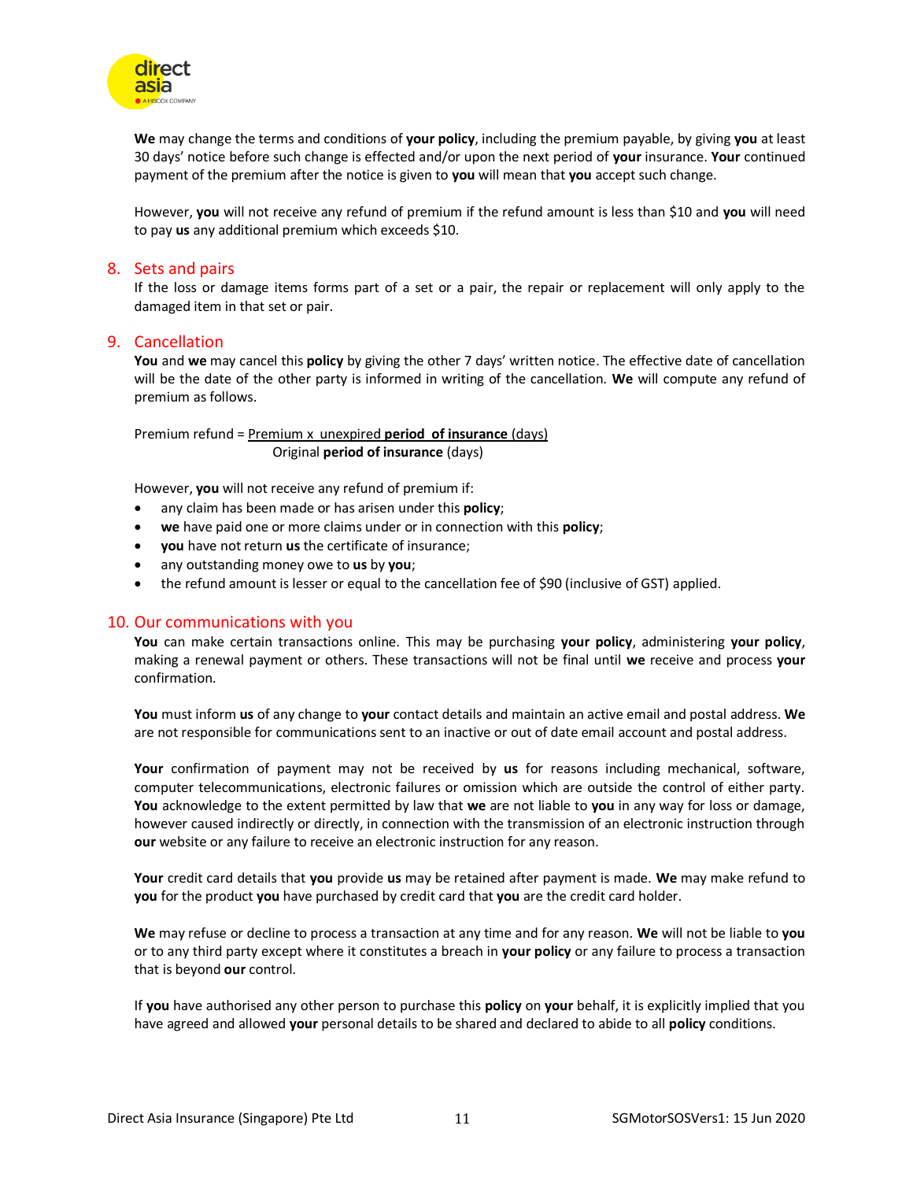**We** may change the terms and conditions of **your policy**, including the premium payable, by giving **you** at least 30 days' notice before such change is effected and/or upon the next period of **your** insurance. **Your** continued payment of the premium after the notice is given to **you** will mean that **you** accept such change.

However, **you** will not receive any refund of premium if the refund amount is less than $10 and **you** will need to pay **us** any additional premium which exceeds $10.

## 8. Sets and pairs

If the loss or damage items forms part of a set or a pair, the repair or replacement will only apply to the damaged item in that set or pair.

## 9. Cancellation

**You** and **we** may cancel this **policy** by giving the other 7 days' written notice. The effective date of cancellation will be the date of the other party is informed in writing of the cancellation. **We** will compute any refund of premium as follows.

$$\text{Premium refund} = \frac{\text{Premium x unexpired } \textbf{period of insurance} \text{ (days)}}{\text{Original } \textbf{period of insurance} \text{ (days)}}$$

However, **you** will not receive any refund of premium if:

- any claim has been made or has arisen under this **policy**;
- **we** have paid one or more claims under or in connection with this **policy**;
- **you** have not return **us** the certificate of insurance;
- any outstanding money owe to **us** by **you**;
- the refund amount is lesser or equal to the cancellation fee of $90 (inclusive of GST) applied.

## 10. Our communications with you

**You** can make certain transactions online. This may be purchasing **your policy**, administering **your policy**, making a renewal payment or others. These transactions will not be final until **we** receive and process **your** confirmation.

**You** must inform **us** of any change to **your** contact details and maintain an active email and postal address. **We** are not responsible for communications sent to an inactive or out of date email account and postal address.

**Your** confirmation of payment may not be received by **us** for reasons including mechanical, software, computer telecommunications, electronic failures or omission which are outside the control of either party. **You** acknowledge to the extent permitted by law that **we** are not liable to **you** in any way for loss or damage, however caused indirectly or directly, in connection with the transmission of an electronic instruction through **our** website or any failure to receive an electronic instruction for any reason.

**Your** credit card details that **you** provide **us** may be retained after payment is made. **We** may make refund to **you** for the product **you** have purchased by credit card that **you** are the credit card holder.

**We** may refuse or decline to process a transaction at any time and for any reason. **We** will not be liable to **you** or to any third party except where it constitutes a breach in **your policy** or any failure to process a transaction that is beyond **our** control.

If **you** have authorised any other person to purchase this **policy** on **your** behalf, it is explicitly implied that you have agreed and allowed **your** personal details to be shared and declared to abide to all **policy** conditions.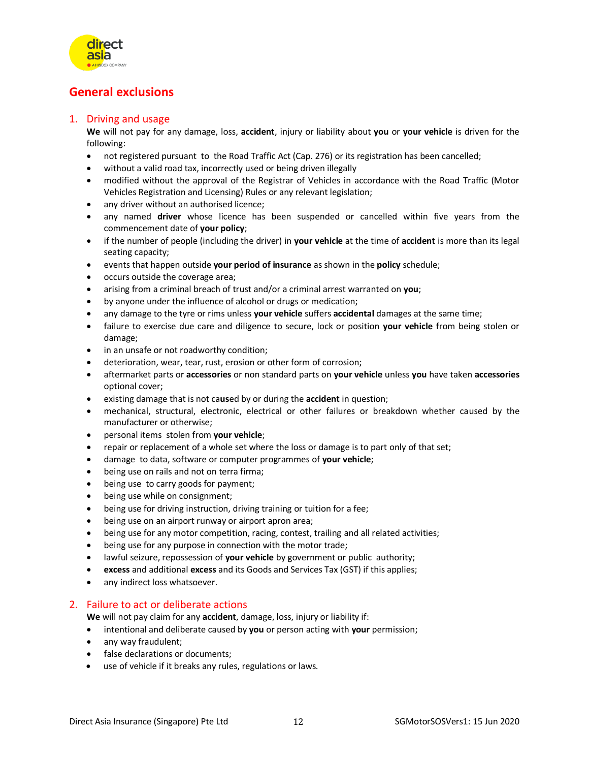# General exclusions

## 1. Driving and usage

**We** will not pay for any damage, loss, **accident**, injury or liability about **you** or **your vehicle** is driven for the following:

- not registered pursuant to the Road Traffic Act (Cap. 276) or its registration has been cancelled;
- without a valid road tax, incorrectly used or being driven illegally
- modified without the approval of the Registrar of Vehicles in accordance with the Road Traffic (Motor Vehicles Registration and Licensing) Rules or any relevant legislation;
- any driver without an authorised licence;
- any named **driver** whose licence has been suspended or cancelled within five years from the commencement date of **your policy**;
- if the number of people (including the driver) in **your vehicle** at the time of **accident** is more than its legal seating capacity;
- events that happen outside **your period of insurance** as shown in the **policy** schedule;
- occurs outside the coverage area;
- arising from a criminal breach of trust and/or a criminal arrest warranted on **you**;
- by anyone under the influence of alcohol or drugs or medication;
- any damage to the tyre or rims unless **your vehicle** suffers **accidental** damages at the same time;
- failure to exercise due care and diligence to secure, lock or position **your vehicle** from being stolen or damage;
- in an unsafe or not roadworthy condition;
- deterioration, wear, tear, rust, erosion or other form of corrosion;
- aftermarket parts or **accessories** or non standard parts on **your vehicle** unless **you** have taken **accessories** optional cover;
- existing damage that is not caused by or during the **accident** in question;
- mechanical, structural, electronic, electrical or other failures or breakdown whether caused by the manufacturer or otherwise;
- personal items stolen from **your vehicle**;
- repair or replacement of a whole set where the loss or damage is to part only of that set;
- damage to data, software or computer programmes of **your vehicle**;
- being use on rails and not on terra firma;
- being use to carry goods for payment;
- being use while on consignment;
- being use for driving instruction, driving training or tuition for a fee;
- being use on an airport runway or airport apron area;
- being use for any motor competition, racing, contest, trailing and all related activities;
- being use for any purpose in connection with the motor trade;
- lawful seizure, repossession of **your vehicle** by government or public authority;
- **excess** and additional **excess** and its Goods and Services Tax (GST) if this applies;
- any indirect loss whatsoever.

## 2. Failure to act or deliberate actions

**We** will not pay claim for any **accident**, damage, loss, injury or liability if:

- intentional and deliberate caused by **you** or person acting with **your** permission;
- any way fraudulent;
- false declarations or documents;
- use of vehicle if it breaks any rules, regulations or laws.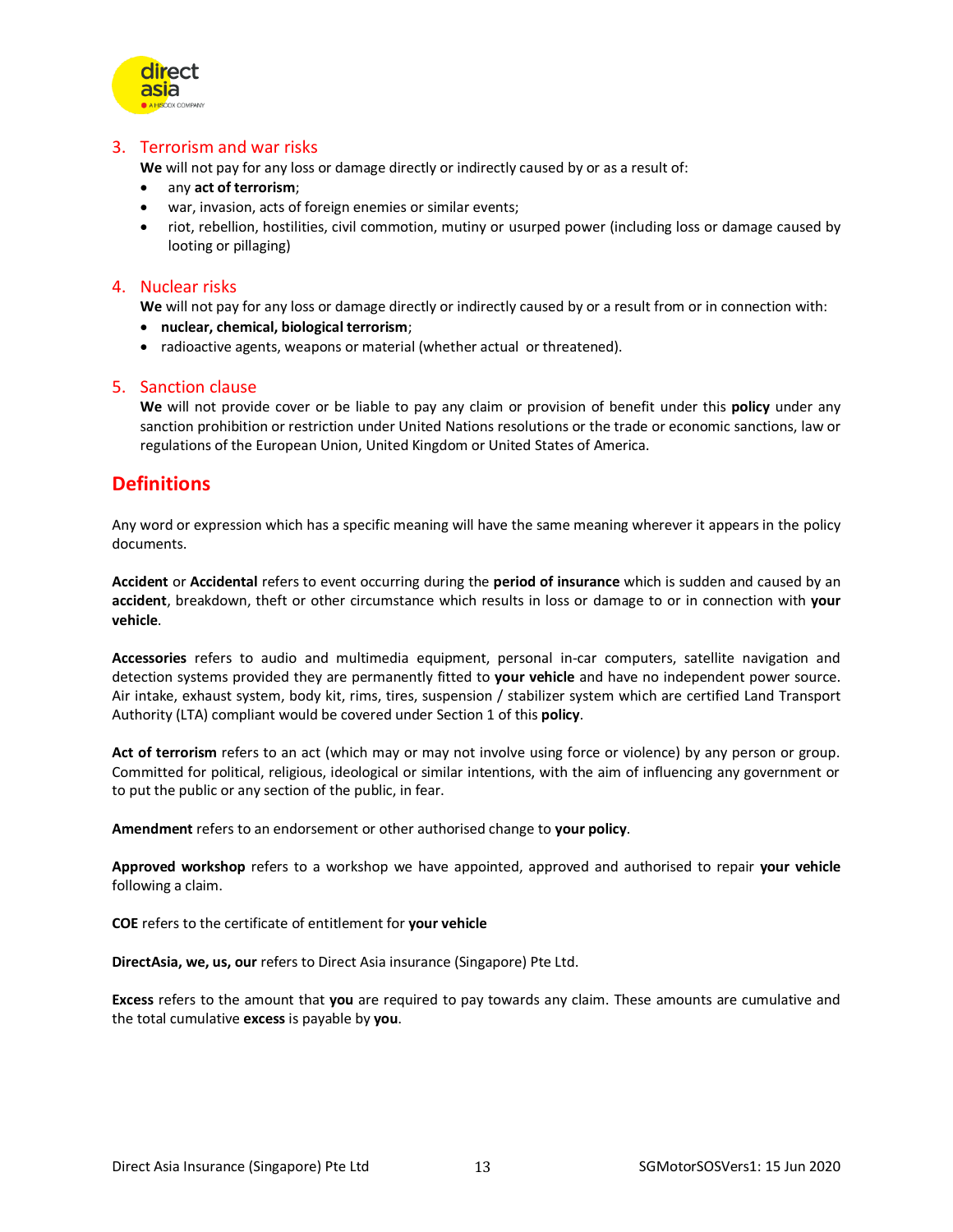### 3. Terrorism and war risks

**We** will not pay for any loss or damage directly or indirectly caused by or as a result of:

- any **act of terrorism**;
- war, invasion, acts of foreign enemies or similar events;
- riot, rebellion, hostilities, civil commotion, mutiny or usurped power (including loss or damage caused by looting or pillaging)

### 4. Nuclear risks

**We** will not pay for any loss or damage directly or indirectly caused by or a result from or in connection with:

- **nuclear, chemical, biological terrorism**;
- radioactive agents, weapons or material (whether actual or threatened).

### 5. Sanction clause

**We** will not provide cover or be liable to pay any claim or provision of benefit under this **policy** under any sanction prohibition or restriction under United Nations resolutions or the trade or economic sanctions, law or regulations of the European Union, United Kingdom or United States of America.

## Definitions

Any word or expression which has a specific meaning will have the same meaning wherever it appears in the policy documents.

**Accident** or **Accidental** refers to event occurring during the **period of insurance** which is sudden and caused by an **accident**, breakdown, theft or other circumstance which results in loss or damage to or in connection with **your vehicle**.

**Accessories** refers to audio and multimedia equipment, personal in-car computers, satellite navigation and detection systems provided they are permanently fitted to **your vehicle** and have no independent power source. Air intake, exhaust system, body kit, rims, tires, suspension / stabilizer system which are certified Land Transport Authority (LTA) compliant would be covered under Section 1 of this **policy**.

**Act of terrorism** refers to an act (which may or may not involve using force or violence) by any person or group. Committed for political, religious, ideological or similar intentions, with the aim of influencing any government or to put the public or any section of the public, in fear.

**Amendment** refers to an endorsement or other authorised change to **your policy**.

**Approved workshop** refers to a workshop we have appointed, approved and authorised to repair **your vehicle** following a claim.

**COE** refers to the certificate of entitlement for **your vehicle**

**DirectAsia, we, us, our** refers to Direct Asia insurance (Singapore) Pte Ltd.

**Excess** refers to the amount that **you** are required to pay towards any claim. These amounts are cumulative and the total cumulative **excess** is payable by **you**.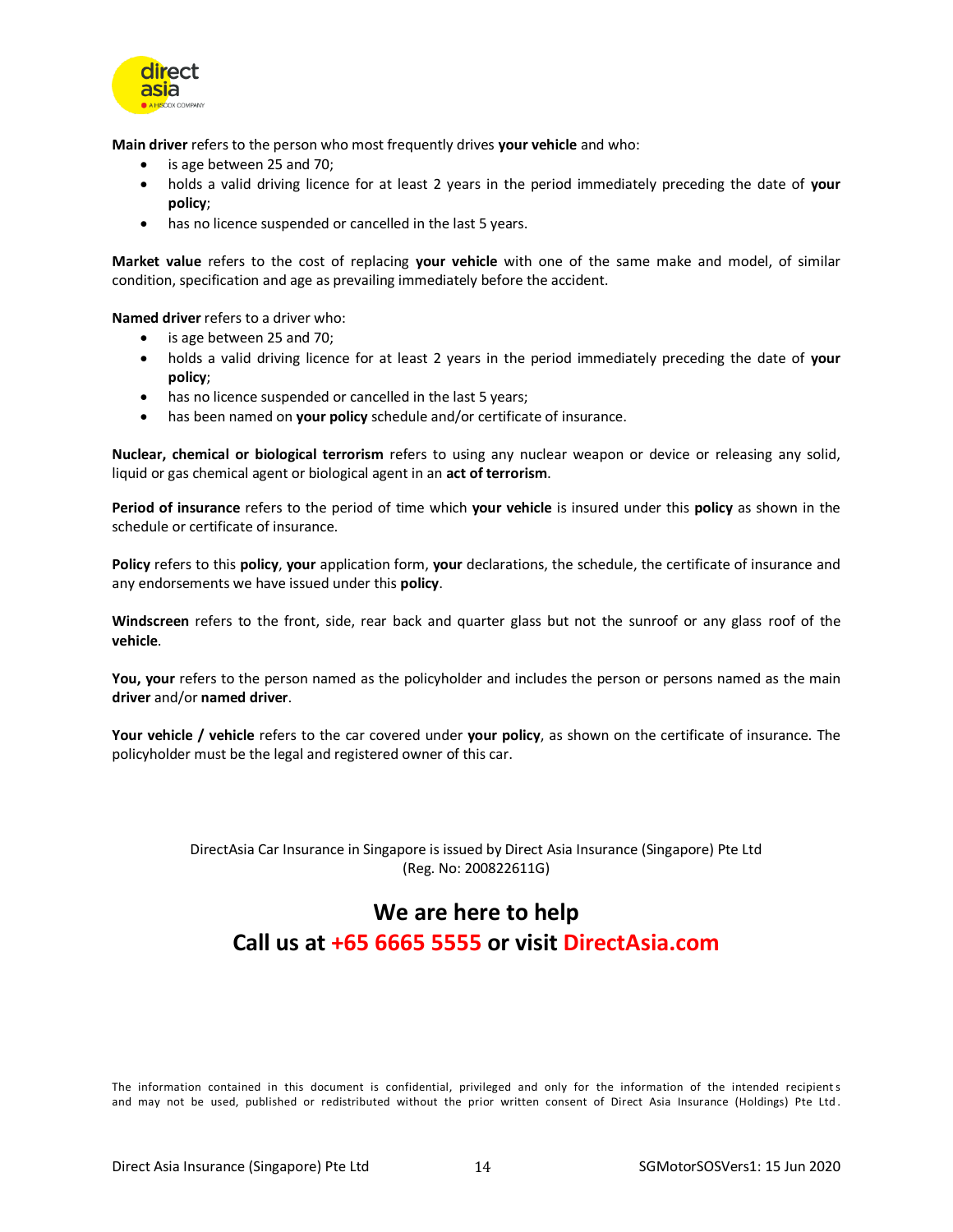**Main driver** refers to the person who most frequently drives **your vehicle** and who:

- is age between 25 and 70;
- holds a valid driving licence for at least 2 years in the period immediately preceding the date of **your policy**;
- has no licence suspended or cancelled in the last 5 years.

**Market value** refers to the cost of replacing **your vehicle** with one of the same make and model, of similar condition, specification and age as prevailing immediately before the accident.

**Named driver** refers to a driver who:

- is age between 25 and 70;
- holds a valid driving licence for at least 2 years in the period immediately preceding the date of **your policy**;
- has no licence suspended or cancelled in the last 5 years;
- has been named on **your policy** schedule and/or certificate of insurance.

**Nuclear, chemical or biological terrorism** refers to using any nuclear weapon or device or releasing any solid, liquid or gas chemical agent or biological agent in an **act of terrorism**.

**Period of insurance** refers to the period of time which **your vehicle** is insured under this **policy** as shown in the schedule or certificate of insurance.

**Policy** refers to this **policy**, **your** application form, **your** declarations, the schedule, the certificate of insurance and any endorsements we have issued under this **policy**.

**Windscreen** refers to the front, side, rear back and quarter glass but not the sunroof or any glass roof of the **vehicle**.

**You, your** refers to the person named as the policyholder and includes the person or persons named as the main **driver** and/or **named driver**.

**Your vehicle / vehicle** refers to the car covered under **your policy**, as shown on the certificate of insurance. The policyholder must be the legal and registered owner of this car.

DirectAsia Car Insurance in Singapore is issued by Direct Asia Insurance (Singapore) Pte Ltd
(Reg. No: 200822611G)

## We are here to help
## Call us at +65 6665 5555 or visit DirectAsia.com

The information contained in this document is confidential, privileged and only for the information of the intended recipients and may not be used, published or redistributed without the prior written consent of Direct Asia Insurance (Holdings) Pte Ltd.